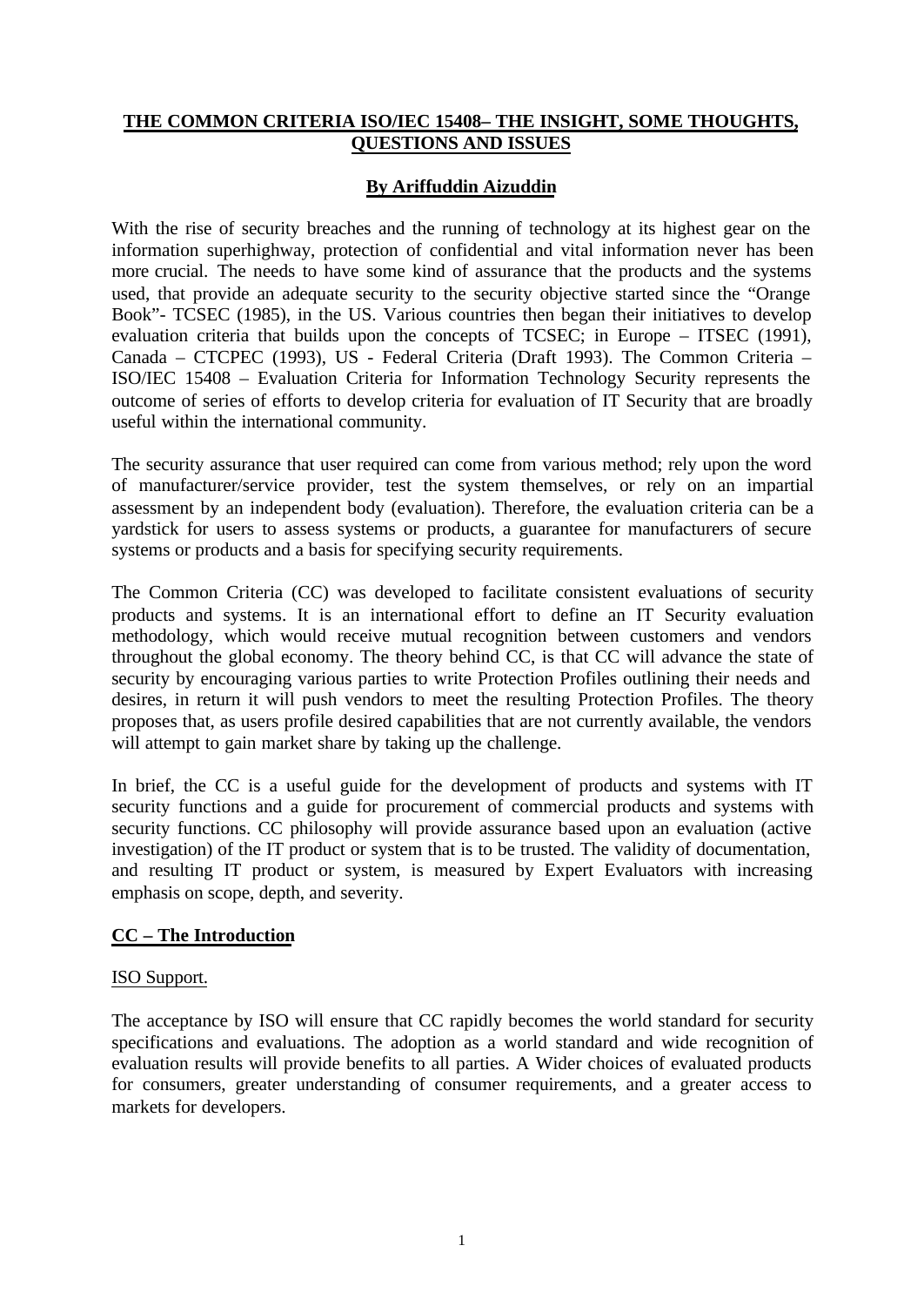# THE COMMON CRITERIA ISO/IEC 15408– THE INSIGHT, SOME THOUGHTS, QUESTIONS AND ISSUES

**By Ariffuddin Aizuddin**

With the rise of security breaches and the running of technology at its highest gear on the information superhighway, protection of confidential and vital information never has been more crucial. The needs to have some kind of assurance that the products and the systems used, that provide an adequate security to the security objective started since the "Orange Book"- TCSEC (1985), in the US. Various countries then began their initiatives to develop evaluation criteria that builds upon the concepts of TCSEC; in Europe – ITSEC (1991), Canada – CTCPEC (1993), US - Federal Criteria (Draft 1993). The Common Criteria – ISO/IEC 15408 – Evaluation Criteria for Information Technology Security represents the outcome of series of efforts to develop criteria for evaluation of IT Security that are broadly useful within the international community.

The security assurance that user required can come from various method; rely upon the word of manufacturer/service provider, test the system themselves, or rely on an impartial assessment by an independent body (evaluation). Therefore, the evaluation criteria can be a yardstick for users to assess systems or products, a guarantee for manufacturers of secure systems or products and a basis for specifying security requirements.

The Common Criteria (CC) was developed to facilitate consistent evaluations of security products and systems. It is an international effort to define an IT Security evaluation methodology, which would receive mutual recognition between customers and vendors throughout the global economy. The theory behind CC, is that CC will advance the state of security by encouraging various parties to write Protection Profiles outlining their needs and desires, in return it will push vendors to meet the resulting Protection Profiles. The theory proposes that, as users profile desired capabilities that are not currently available, the vendors will attempt to gain market share by taking up the challenge.

In brief, the CC is a useful guide for the development of products and systems with IT security functions and a guide for procurement of commercial products and systems with security functions. CC philosophy will provide assurance based upon an evaluation (active investigation) of the IT product or system that is to be trusted. The validity of documentation, and resulting IT product or system, is measured by Expert Evaluators with increasing emphasis on scope, depth, and severity.

## CC – The Introduction

### ISO Support.

The acceptance by ISO will ensure that CC rapidly becomes the world standard for security specifications and evaluations. The adoption as a world standard and wide recognition of evaluation results will provide benefits to all parties. A Wider choices of evaluated products for consumers, greater understanding of consumer requirements, and a greater access to markets for developers.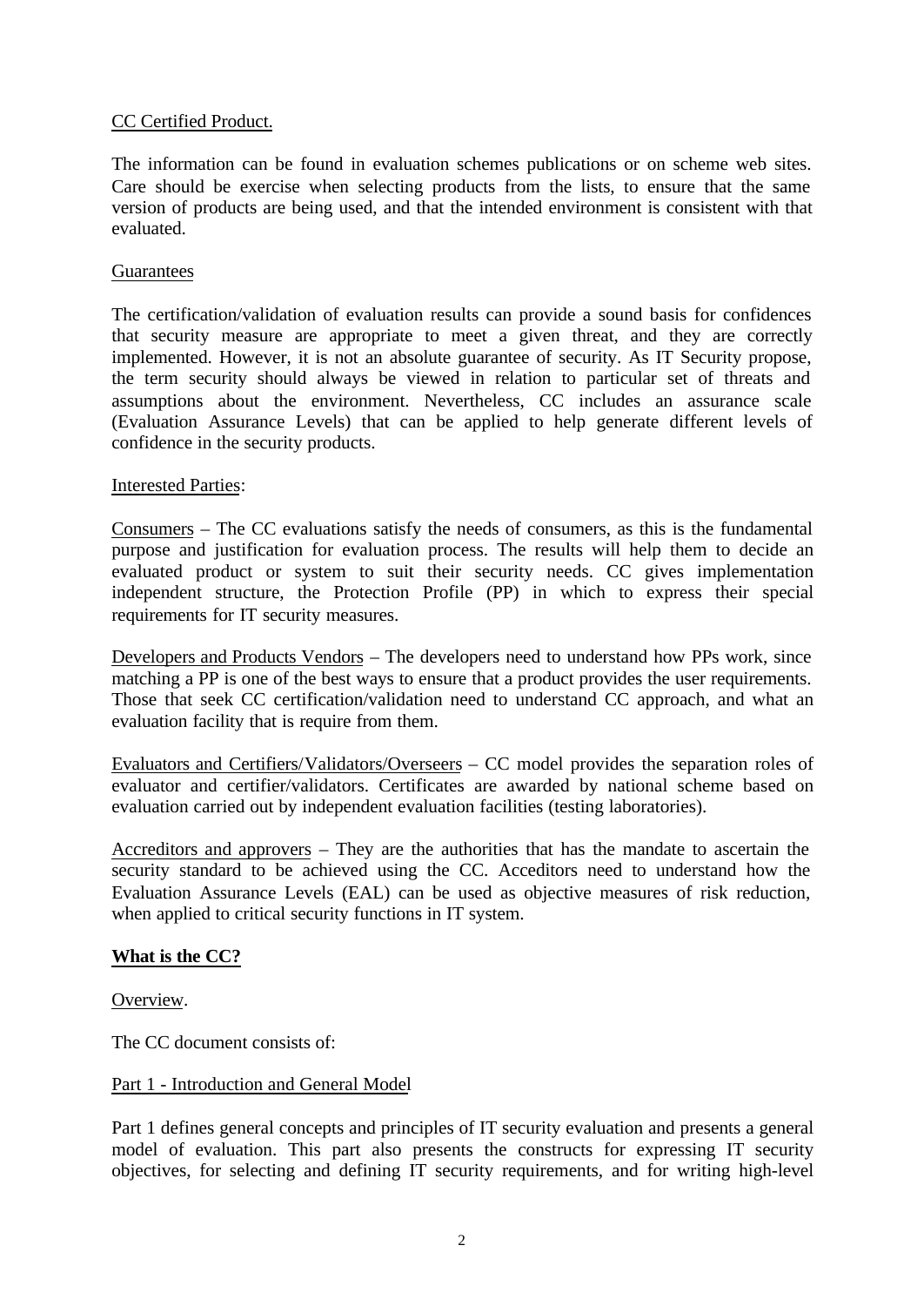CC Certified Product.

The information can be found in evaluation schemes publications or on scheme web sites. Care should be exercise when selecting products from the lists, to ensure that the same version of products are being used, and that the intended environment is consistent with that evaluated.

Guarantees

The certification/validation of evaluation results can provide a sound basis for confidences that security measure are appropriate to meet a given threat, and they are correctly implemented. However, it is not an absolute guarantee of security. As IT Security propose, the term security should always be viewed in relation to particular set of threats and assumptions about the environment. Nevertheless, CC includes an assurance scale (Evaluation Assurance Levels) that can be applied to help generate different levels of confidence in the security products.

Interested Parties:

Consumers – The CC evaluations satisfy the needs of consumers, as this is the fundamental purpose and justification for evaluation process. The results will help them to decide an evaluated product or system to suit their security needs. CC gives implementation independent structure, the Protection Profile (PP) in which to express their special requirements for IT security measures.

Developers and Products Vendors – The developers need to understand how PPs work, since matching a PP is one of the best ways to ensure that a product provides the user requirements. Those that seek CC certification/validation need to understand CC approach, and what an evaluation facility that is require from them.

Evaluators and Certifiers/Validators/Overseers – CC model provides the separation roles of evaluator and certifier/validators. Certificates are awarded by national scheme based on evaluation carried out by independent evaluation facilities (testing laboratories).

Accreditors and approvers – They are the authorities that has the mandate to ascertain the security standard to be achieved using the CC. Acceditors need to understand how the Evaluation Assurance Levels (EAL) can be used as objective measures of risk reduction, when applied to critical security functions in IT system.

**What is the CC?**

Overview.

The CC document consists of:

Part 1 - Introduction and General Model

Part 1 defines general concepts and principles of IT security evaluation and presents a general model of evaluation. This part also presents the constructs for expressing IT security objectives, for selecting and defining IT security requirements, and for writing high-level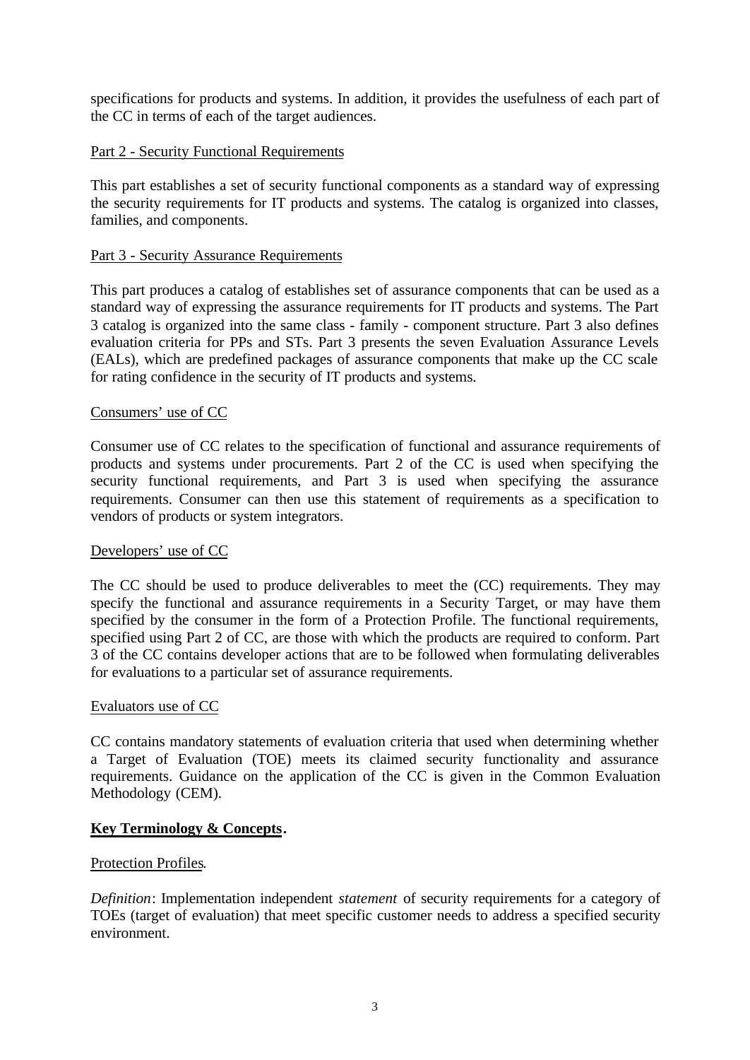specifications for products and systems. In addition, it provides the usefulness of each part of the CC in terms of each of the target audiences.

Part 2 - Security Functional Requirements

This part establishes a set of security functional components as a standard way of expressing the security requirements for IT products and systems. The catalog is organized into classes, families, and components.

Part 3 - Security Assurance Requirements

This part produces a catalog of establishes set of assurance components that can be used as a standard way of expressing the assurance requirements for IT products and systems. The Part 3 catalog is organized into the same class - family - component structure. Part 3 also defines evaluation criteria for PPs and STs. Part 3 presents the seven Evaluation Assurance Levels (EALs), which are predefined packages of assurance components that make up the CC scale for rating confidence in the security of IT products and systems.

Consumers' use of CC

Consumer use of CC relates to the specification of functional and assurance requirements of products and systems under procurements. Part 2 of the CC is used when specifying the security functional requirements, and Part 3 is used when specifying the assurance requirements. Consumer can then use this statement of requirements as a specification to vendors of products or system integrators.

Developers' use of CC

The CC should be used to produce deliverables to meet the (CC) requirements. They may specify the functional and assurance requirements in a Security Target, or may have them specified by the consumer in the form of a Protection Profile. The functional requirements, specified using Part 2 of CC, are those with which the products are required to conform. Part 3 of the CC contains developer actions that are to be followed when formulating deliverables for evaluations to a particular set of assurance requirements.

Evaluators use of CC

CC contains mandatory statements of evaluation criteria that used when determining whether a Target of Evaluation (TOE) meets its claimed security functionality and assurance requirements. Guidance on the application of the CC is given in the Common Evaluation Methodology (CEM).

## **Key Terminology & Concepts.**

Protection Profiles.

*Definition*: Implementation independent *statement* of security requirements for a category of TOEs (target of evaluation) that meet specific customer needs to address a specified security environment.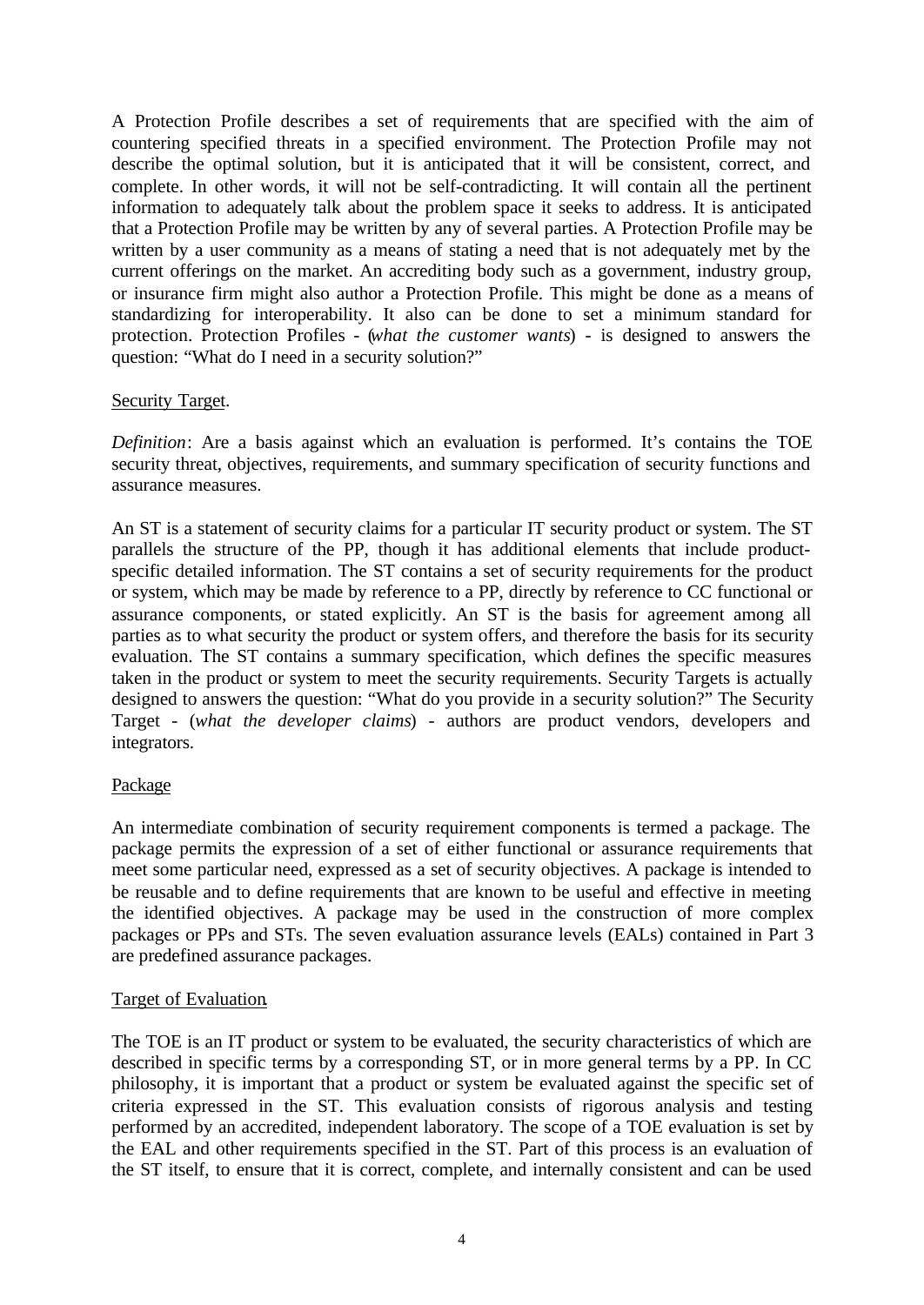A Protection Profile describes a set of requirements that are specified with the aim of countering specified threats in a specified environment. The Protection Profile may not describe the optimal solution, but it is anticipated that it will be consistent, correct, and complete. In other words, it will not be self-contradicting. It will contain all the pertinent information to adequately talk about the problem space it seeks to address. It is anticipated that a Protection Profile may be written by any of several parties. A Protection Profile may be written by a user community as a means of stating a need that is not adequately met by the current offerings on the market. An accrediting body such as a government, industry group, or insurance firm might also author a Protection Profile. This might be done as a means of standardizing for interoperability. It also can be done to set a minimum standard for protection. Protection Profiles - (*what the customer wants*) - is designed to answers the question: "What do I need in a security solution?"

<u>Security Target</u>.

*Definition*: Are a basis against which an evaluation is performed. It's contains the TOE security threat, objectives, requirements, and summary specification of security functions and assurance measures.

An ST is a statement of security claims for a particular IT security product or system. The ST parallels the structure of the PP, though it has additional elements that include product-specific detailed information. The ST contains a set of security requirements for the product or system, which may be made by reference to a PP, directly by reference to CC functional or assurance components, or stated explicitly. An ST is the basis for agreement among all parties as to what security the product or system offers, and therefore the basis for its security evaluation. The ST contains a summary specification, which defines the specific measures taken in the product or system to meet the security requirements. Security Targets is actually designed to answers the question: "What do you provide in a security solution?" The Security Target - (*what the developer claims*) - authors are product vendors, developers and integrators.

<u>Package</u>

An intermediate combination of security requirement components is termed a package. The package permits the expression of a set of either functional or assurance requirements that meet some particular need, expressed as a set of security objectives. A package is intended to be reusable and to define requirements that are known to be useful and effective in meeting the identified objectives. A package may be used in the construction of more complex packages or PPs and STs. The seven evaluation assurance levels (EALs) contained in Part 3 are predefined assurance packages.

<u>Target of Evaluation</u>.

The TOE is an IT product or system to be evaluated, the security characteristics of which are described in specific terms by a corresponding ST, or in more general terms by a PP. In CC philosophy, it is important that a product or system be evaluated against the specific set of criteria expressed in the ST. This evaluation consists of rigorous analysis and testing performed by an accredited, independent laboratory. The scope of a TOE evaluation is set by the EAL and other requirements specified in the ST. Part of this process is an evaluation of the ST itself, to ensure that it is correct, complete, and internally consistent and can be used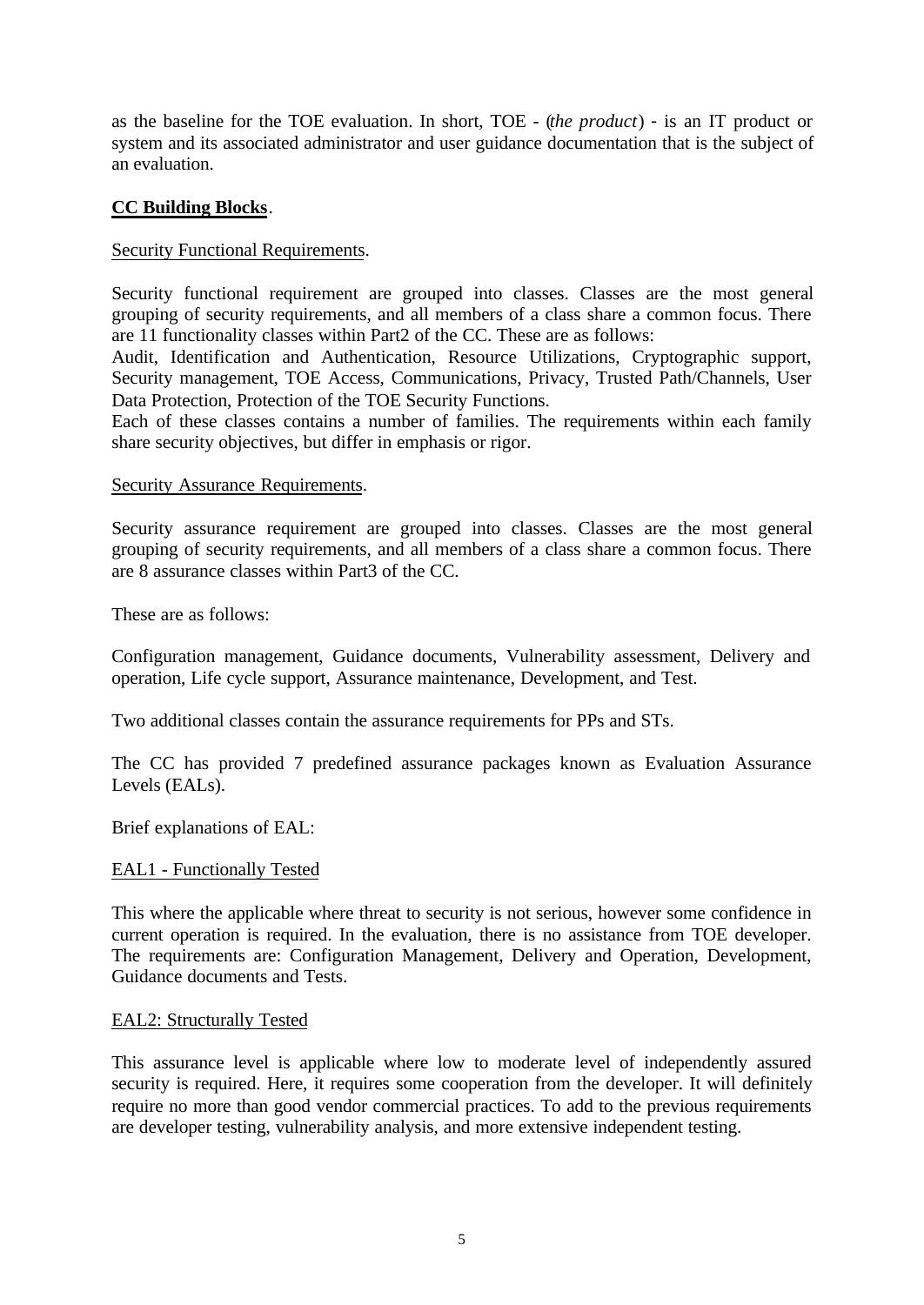as the baseline for the TOE evaluation. In short, TOE - (*the product*) - is an IT product or system and its associated administrator and user guidance documentation that is the subject of an evaluation.

**CC Building Blocks**.

Security Functional Requirements.

Security functional requirement are grouped into classes. Classes are the most general grouping of security requirements, and all members of a class share a common focus. There are 11 functionality classes within Part2 of the CC. These are as follows:
Audit, Identification and Authentication, Resource Utilizations, Cryptographic support, Security management, TOE Access, Communications, Privacy, Trusted Path/Channels, User Data Protection, Protection of the TOE Security Functions.
Each of these classes contains a number of families. The requirements within each family share security objectives, but differ in emphasis or rigor.

Security Assurance Requirements.

Security assurance requirement are grouped into classes. Classes are the most general grouping of security requirements, and all members of a class share a common focus. There are 8 assurance classes within Part3 of the CC.

These are as follows:

Configuration management, Guidance documents, Vulnerability assessment, Delivery and operation, Life cycle support, Assurance maintenance, Development, and Test.

Two additional classes contain the assurance requirements for PPs and STs.

The CC has provided 7 predefined assurance packages known as Evaluation Assurance Levels (EALs).

Brief explanations of EAL:

EAL1 - Functionally Tested

This where the applicable where threat to security is not serious, however some confidence in current operation is required. In the evaluation, there is no assistance from TOE developer. The requirements are: Configuration Management, Delivery and Operation, Development, Guidance documents and Tests.

EAL2: Structurally Tested

This assurance level is applicable where low to moderate level of independently assured security is required. Here, it requires some cooperation from the developer. It will definitely require no more than good vendor commercial practices. To add to the previous requirements are developer testing, vulnerability analysis, and more extensive independent testing.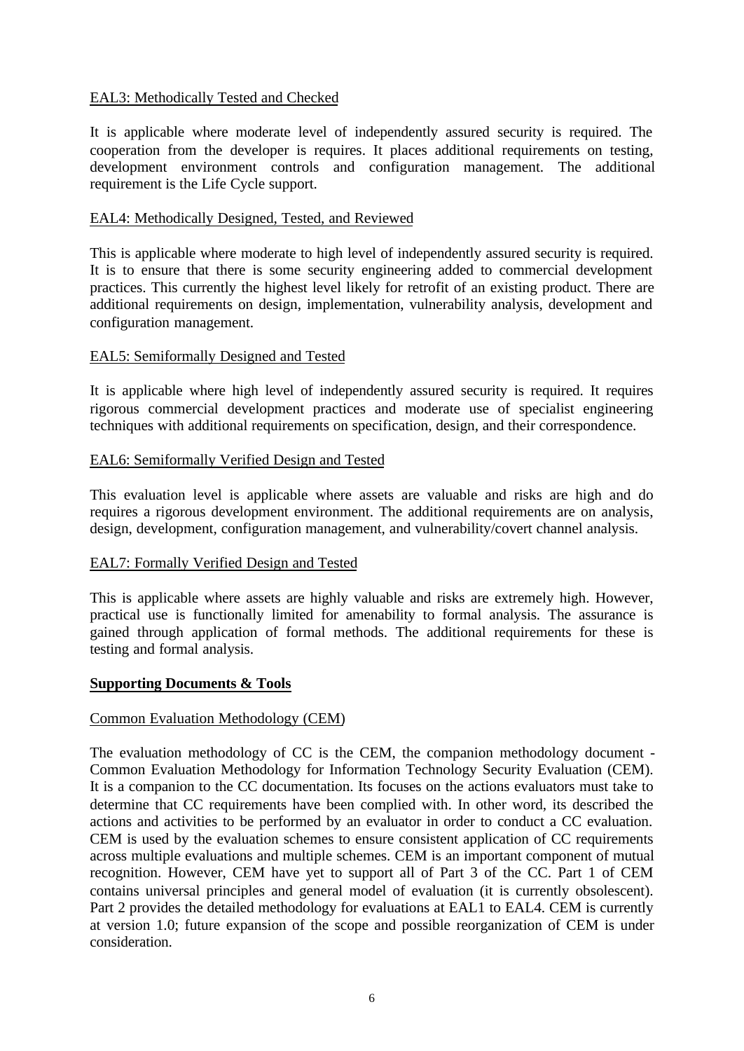EAL3: Methodically Tested and Checked

It is applicable where moderate level of independently assured security is required. The cooperation from the developer is requires. It places additional requirements on testing, development environment controls and configuration management. The additional requirement is the Life Cycle support.

EAL4: Methodically Designed, Tested, and Reviewed

This is applicable where moderate to high level of independently assured security is required. It is to ensure that there is some security engineering added to commercial development practices. This currently the highest level likely for retrofit of an existing product. There are additional requirements on design, implementation, vulnerability analysis, development and configuration management.

EAL5: Semiformally Designed and Tested

It is applicable where high level of independently assured security is required. It requires rigorous commercial development practices and moderate use of specialist engineering techniques with additional requirements on specification, design, and their correspondence.

EAL6: Semiformally Verified Design and Tested

This evaluation level is applicable where assets are valuable and risks are high and do requires a rigorous development environment. The additional requirements are on analysis, design, development, configuration management, and vulnerability/covert channel analysis.

EAL7: Formally Verified Design and Tested

This is applicable where assets are highly valuable and risks are extremely high. However, practical use is functionally limited for amenability to formal analysis. The assurance is gained through application of formal methods. The additional requirements for these is testing and formal analysis.

**Supporting Documents & Tools**

Common Evaluation Methodology (CEM)

The evaluation methodology of CC is the CEM, the companion methodology document - Common Evaluation Methodology for Information Technology Security Evaluation (CEM). It is a companion to the CC documentation. Its focuses on the actions evaluators must take to determine that CC requirements have been complied with. In other word, its described the actions and activities to be performed by an evaluator in order to conduct a CC evaluation. CEM is used by the evaluation schemes to ensure consistent application of CC requirements across multiple evaluations and multiple schemes. CEM is an important component of mutual recognition. However, CEM have yet to support all of Part 3 of the CC. Part 1 of CEM contains universal principles and general model of evaluation (it is currently obsolescent). Part 2 provides the detailed methodology for evaluations at EAL1 to EAL4. CEM is currently at version 1.0; future expansion of the scope and possible reorganization of CEM is under consideration.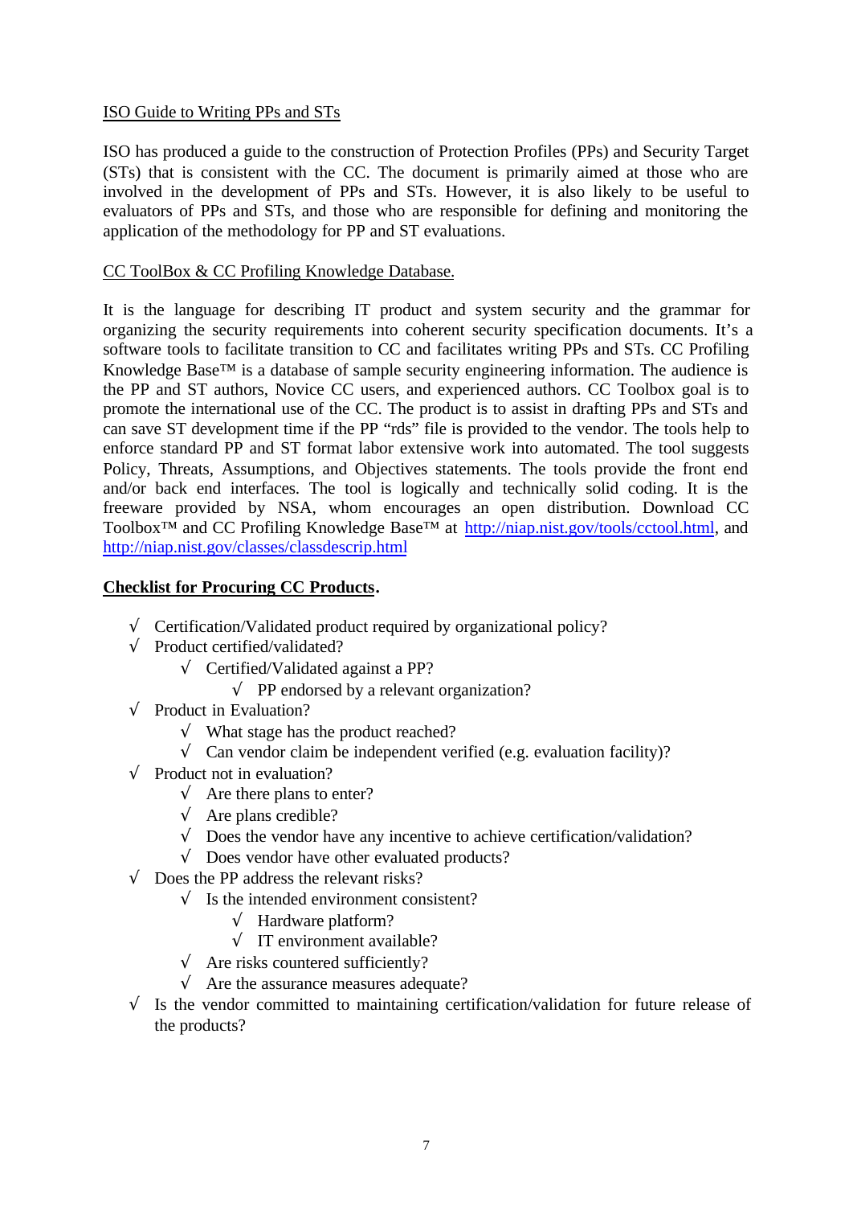<u>ISO Guide to Writing PPs and STs</u>

ISO has produced a guide to the construction of Protection Profiles (PPs) and Security Target (STs) that is consistent with the CC. The document is primarily aimed at those who are involved in the development of PPs and STs. However, it is also likely to be useful to evaluators of PPs and STs, and those who are responsible for defining and monitoring the application of the methodology for PP and ST evaluations.

<u>CC ToolBox & CC Profiling Knowledge Database.</u>

It is the language for describing IT product and system security and the grammar for organizing the security requirements into coherent security specification documents. It's a software tools to facilitate transition to CC and facilitates writing PPs and STs. CC Profiling Knowledge Base™ is a database of sample security engineering information. The audience is the PP and ST authors, Novice CC users, and experienced authors. CC Toolbox goal is to promote the international use of the CC. The product is to assist in drafting PPs and STs and can save ST development time if the PP "rds" file is provided to the vendor. The tools help to enforce standard PP and ST format labor extensive work into automated. The tool suggests Policy, Threats, Assumptions, and Objectives statements. The tools provide the front end and/or back end interfaces. The tool is logically and technically solid coding. It is the freeware provided by NSA, whom encourages an open distribution. Download CC Toolbox™ and CC Profiling Knowledge Base™ at http://niap.nist.gov/tools/cctool.html, and http://niap.nist.gov/classes/classdescrip.html

**<u>Checklist for Procuring CC Products</u>.**

- √ Certification/Validated product required by organizational policy?
- √ Product certified/validated?
  - √ Certified/Validated against a PP?
    - √ PP endorsed by a relevant organization?
- √ Product in Evaluation?
  - √ What stage has the product reached?
  - √ Can vendor claim be independent verified (e.g. evaluation facility)?
- √ Product not in evaluation?
  - √ Are there plans to enter?
  - √ Are plans credible?
  - √ Does the vendor have any incentive to achieve certification/validation?
  - √ Does vendor have other evaluated products?
- √ Does the PP address the relevant risks?
  - √ Is the intended environment consistent?
    - √ Hardware platform?
    - √ IT environment available?
  - √ Are risks countered sufficiently?
  - √ Are the assurance measures adequate?
- √ Is the vendor committed to maintaining certification/validation for future release of the products?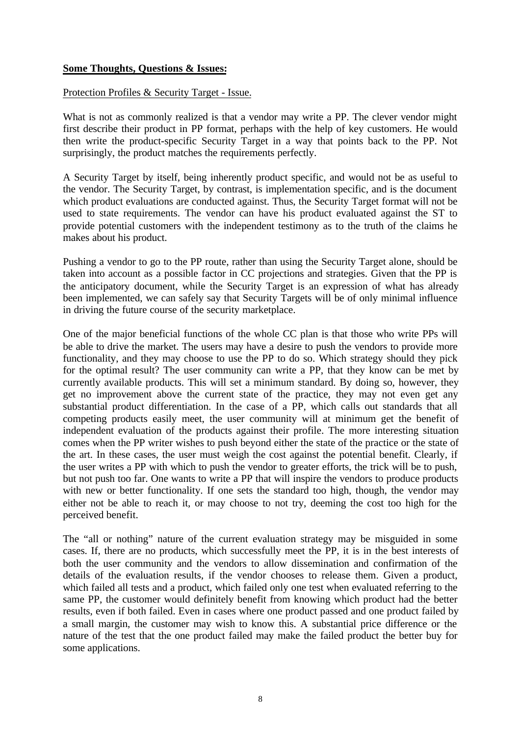**<u>Some Thoughts, Questions & Issues:</u>**

<u>Protection Profiles & Security Target - Issue.</u>

What is not as commonly realized is that a vendor may write a PP. The clever vendor might first describe their product in PP format, perhaps with the help of key customers. He would then write the product-specific Security Target in a way that points back to the PP. Not surprisingly, the product matches the requirements perfectly.

A Security Target by itself, being inherently product specific, and would not be as useful to the vendor. The Security Target, by contrast, is implementation specific, and is the document which product evaluations are conducted against. Thus, the Security Target format will not be used to state requirements. The vendor can have his product evaluated against the ST to provide potential customers with the independent testimony as to the truth of the claims he makes about his product.

Pushing a vendor to go to the PP route, rather than using the Security Target alone, should be taken into account as a possible factor in CC projections and strategies. Given that the PP is the anticipatory document, while the Security Target is an expression of what has already been implemented, we can safely say that Security Targets will be of only minimal influence in driving the future course of the security marketplace.

One of the major beneficial functions of the whole CC plan is that those who write PPs will be able to drive the market. The users may have a desire to push the vendors to provide more functionality, and they may choose to use the PP to do so. Which strategy should they pick for the optimal result? The user community can write a PP, that they know can be met by currently available products. This will set a minimum standard. By doing so, however, they get no improvement above the current state of the practice, they may not even get any substantial product differentiation. In the case of a PP, which calls out standards that all competing products easily meet, the user community will at minimum get the benefit of independent evaluation of the products against their profile. The more interesting situation comes when the PP writer wishes to push beyond either the state of the practice or the state of the art. In these cases, the user must weigh the cost against the potential benefit. Clearly, if the user writes a PP with which to push the vendor to greater efforts, the trick will be to push, but not push too far. One wants to write a PP that will inspire the vendors to produce products with new or better functionality. If one sets the standard too high, though, the vendor may either not be able to reach it, or may choose to not try, deeming the cost too high for the perceived benefit.

The "all or nothing" nature of the current evaluation strategy may be misguided in some cases. If, there are no products, which successfully meet the PP, it is in the best interests of both the user community and the vendors to allow dissemination and confirmation of the details of the evaluation results, if the vendor chooses to release them. Given a product, which failed all tests and a product, which failed only one test when evaluated referring to the same PP, the customer would definitely benefit from knowing which product had the better results, even if both failed. Even in cases where one product passed and one product failed by a small margin, the customer may wish to know this. A substantial price difference or the nature of the test that the one product failed may make the failed product the better buy for some applications.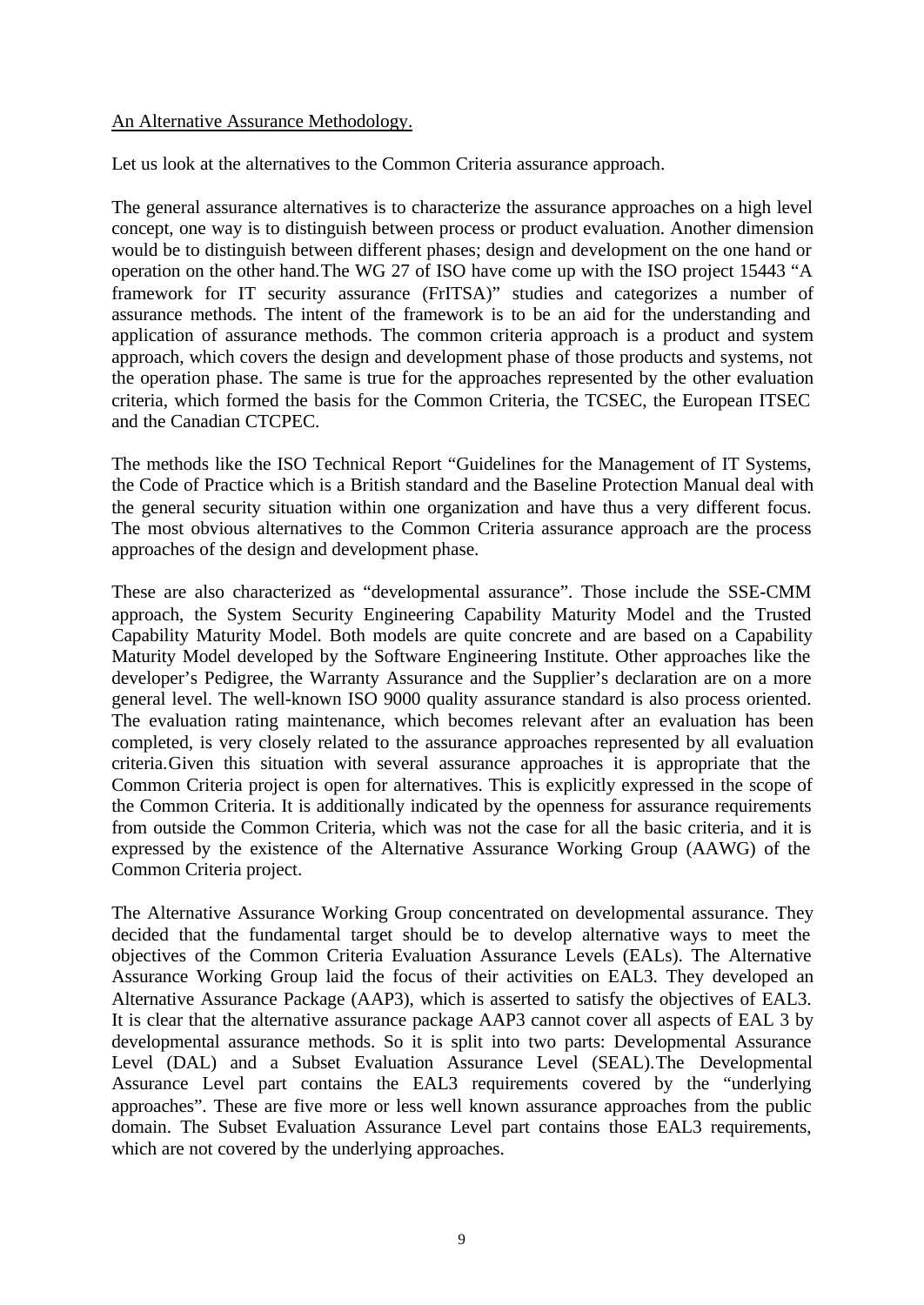<u>An Alternative Assurance Methodology.</u>

Let us look at the alternatives to the Common Criteria assurance approach.

The general assurance alternatives is to characterize the assurance approaches on a high level concept, one way is to distinguish between process or product evaluation. Another dimension would be to distinguish between different phases; design and development on the one hand or operation on the other hand.The WG 27 of ISO have come up with the ISO project 15443 "A framework for IT security assurance (FrITSA)" studies and categorizes a number of assurance methods. The intent of the framework is to be an aid for the understanding and application of assurance methods. The common criteria approach is a product and system approach, which covers the design and development phase of those products and systems, not the operation phase. The same is true for the approaches represented by the other evaluation criteria, which formed the basis for the Common Criteria, the TCSEC, the European ITSEC and the Canadian CTCPEC.

The methods like the ISO Technical Report "Guidelines for the Management of IT Systems, the Code of Practice which is a British standard and the Baseline Protection Manual deal with the general security situation within one organization and have thus a very different focus. The most obvious alternatives to the Common Criteria assurance approach are the process approaches of the design and development phase.

These are also characterized as "developmental assurance". Those include the SSE-CMM approach, the System Security Engineering Capability Maturity Model and the Trusted Capability Maturity Model. Both models are quite concrete and are based on a Capability Maturity Model developed by the Software Engineering Institute. Other approaches like the developer's Pedigree, the Warranty Assurance and the Supplier's declaration are on a more general level. The well-known ISO 9000 quality assurance standard is also process oriented. The evaluation rating maintenance, which becomes relevant after an evaluation has been completed, is very closely related to the assurance approaches represented by all evaluation criteria.Given this situation with several assurance approaches it is appropriate that the Common Criteria project is open for alternatives. This is explicitly expressed in the scope of the Common Criteria. It is additionally indicated by the openness for assurance requirements from outside the Common Criteria, which was not the case for all the basic criteria, and it is expressed by the existence of the Alternative Assurance Working Group (AAWG) of the Common Criteria project.

The Alternative Assurance Working Group concentrated on developmental assurance. They decided that the fundamental target should be to develop alternative ways to meet the objectives of the Common Criteria Evaluation Assurance Levels (EALs). The Alternative Assurance Working Group laid the focus of their activities on EAL3. They developed an Alternative Assurance Package (AAP3), which is asserted to satisfy the objectives of EAL3. It is clear that the alternative assurance package AAP3 cannot cover all aspects of EAL 3 by developmental assurance methods. So it is split into two parts: Developmental Assurance Level (DAL) and a Subset Evaluation Assurance Level (SEAL).The Developmental Assurance Level part contains the EAL3 requirements covered by the "underlying approaches". These are five more or less well known assurance approaches from the public domain. The Subset Evaluation Assurance Level part contains those EAL3 requirements, which are not covered by the underlying approaches.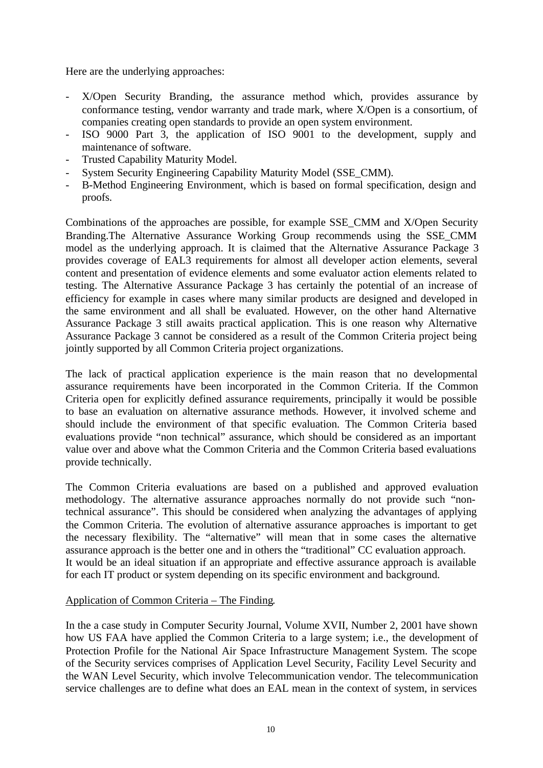Here are the underlying approaches:

- X/Open Security Branding, the assurance method which, provides assurance by conformance testing, vendor warranty and trade mark, where X/Open is a consortium, of companies creating open standards to provide an open system environment.
- ISO 9000 Part 3, the application of ISO 9001 to the development, supply and maintenance of software.
- Trusted Capability Maturity Model.
- System Security Engineering Capability Maturity Model (SSE_CMM).
- B-Method Engineering Environment, which is based on formal specification, design and proofs.

Combinations of the approaches are possible, for example SSE_CMM and X/Open Security Branding.The Alternative Assurance Working Group recommends using the SSE_CMM model as the underlying approach. It is claimed that the Alternative Assurance Package 3 provides coverage of EAL3 requirements for almost all developer action elements, several content and presentation of evidence elements and some evaluator action elements related to testing. The Alternative Assurance Package 3 has certainly the potential of an increase of efficiency for example in cases where many similar products are designed and developed in the same environment and all shall be evaluated. However, on the other hand Alternative Assurance Package 3 still awaits practical application. This is one reason why Alternative Assurance Package 3 cannot be considered as a result of the Common Criteria project being jointly supported by all Common Criteria project organizations.

The lack of practical application experience is the main reason that no developmental assurance requirements have been incorporated in the Common Criteria. If the Common Criteria open for explicitly defined assurance requirements, principally it would be possible to base an evaluation on alternative assurance methods. However, it involved scheme and should include the environment of that specific evaluation. The Common Criteria based evaluations provide "non technical" assurance, which should be considered as an important value over and above what the Common Criteria and the Common Criteria based evaluations provide technically.

The Common Criteria evaluations are based on a published and approved evaluation methodology. The alternative assurance approaches normally do not provide such "non-technical assurance". This should be considered when analyzing the advantages of applying the Common Criteria. The evolution of alternative assurance approaches is important to get the necessary flexibility. The "alternative" will mean that in some cases the alternative assurance approach is the better one and in others the "traditional" CC evaluation approach. It would be an ideal situation if an appropriate and effective assurance approach is available for each IT product or system depending on its specific environment and background.

Application of Common Criteria – The Finding.

In the a case study in Computer Security Journal, Volume XVII, Number 2, 2001 have shown how US FAA have applied the Common Criteria to a large system; i.e., the development of Protection Profile for the National Air Space Infrastructure Management System. The scope of the Security services comprises of Application Level Security, Facility Level Security and the WAN Level Security, which involve Telecommunication vendor. The telecommunication service challenges are to define what does an EAL mean in the context of system, in services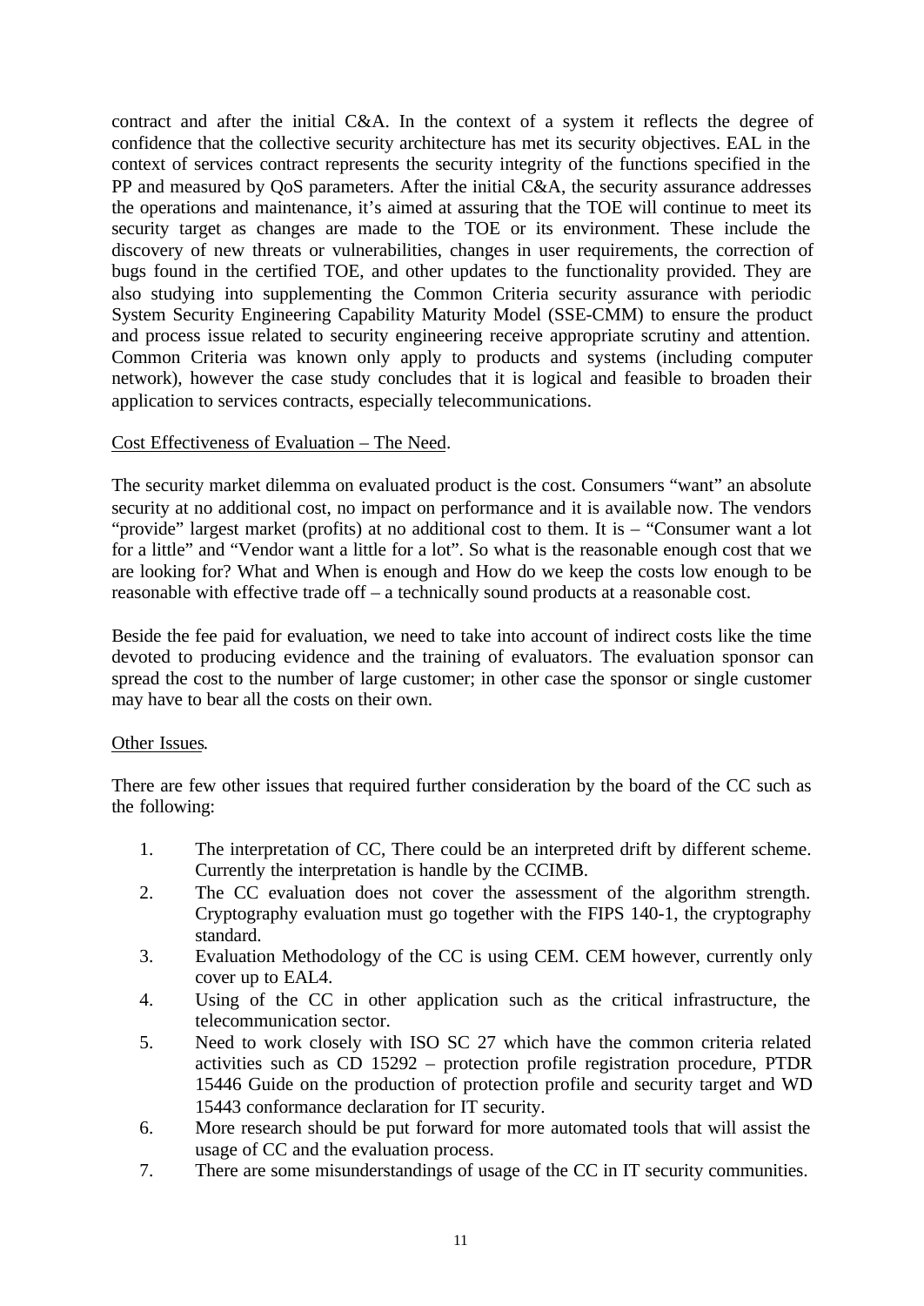contract and after the initial C&A. In the context of a system it reflects the degree of confidence that the collective security architecture has met its security objectives. EAL in the context of services contract represents the security integrity of the functions specified in the PP and measured by QoS parameters. After the initial C&A, the security assurance addresses the operations and maintenance, it's aimed at assuring that the TOE will continue to meet its security target as changes are made to the TOE or its environment. These include the discovery of new threats or vulnerabilities, changes in user requirements, the correction of bugs found in the certified TOE, and other updates to the functionality provided. They are also studying into supplementing the Common Criteria security assurance with periodic System Security Engineering Capability Maturity Model (SSE-CMM) to ensure the product and process issue related to security engineering receive appropriate scrutiny and attention. Common Criteria was known only apply to products and systems (including computer network), however the case study concludes that it is logical and feasible to broaden their application to services contracts, especially telecommunications.

Cost Effectiveness of Evaluation – The Need.

The security market dilemma on evaluated product is the cost. Consumers "want" an absolute security at no additional cost, no impact on performance and it is available now. The vendors "provide" largest market (profits) at no additional cost to them. It is – "Consumer want a lot for a little" and "Vendor want a little for a lot". So what is the reasonable enough cost that we are looking for? What and When is enough and How do we keep the costs low enough to be reasonable with effective trade off – a technically sound products at a reasonable cost.

Beside the fee paid for evaluation, we need to take into account of indirect costs like the time devoted to producing evidence and the training of evaluators. The evaluation sponsor can spread the cost to the number of large customer; in other case the sponsor or single customer may have to bear all the costs on their own.

Other Issues.

There are few other issues that required further consideration by the board of the CC such as the following:

1. The interpretation of CC, There could be an interpreted drift by different scheme. Currently the interpretation is handle by the CCIMB.
2. The CC evaluation does not cover the assessment of the algorithm strength. Cryptography evaluation must go together with the FIPS 140-1, the cryptography standard.
3. Evaluation Methodology of the CC is using CEM. CEM however, currently only cover up to EAL4.
4. Using of the CC in other application such as the critical infrastructure, the telecommunication sector.
5. Need to work closely with ISO SC 27 which have the common criteria related activities such as CD 15292 – protection profile registration procedure, PTDR 15446 Guide on the production of protection profile and security target and WD 15443 conformance declaration for IT security.
6. More research should be put forward for more automated tools that will assist the usage of CC and the evaluation process.
7. There are some misunderstandings of usage of the CC in IT security communities.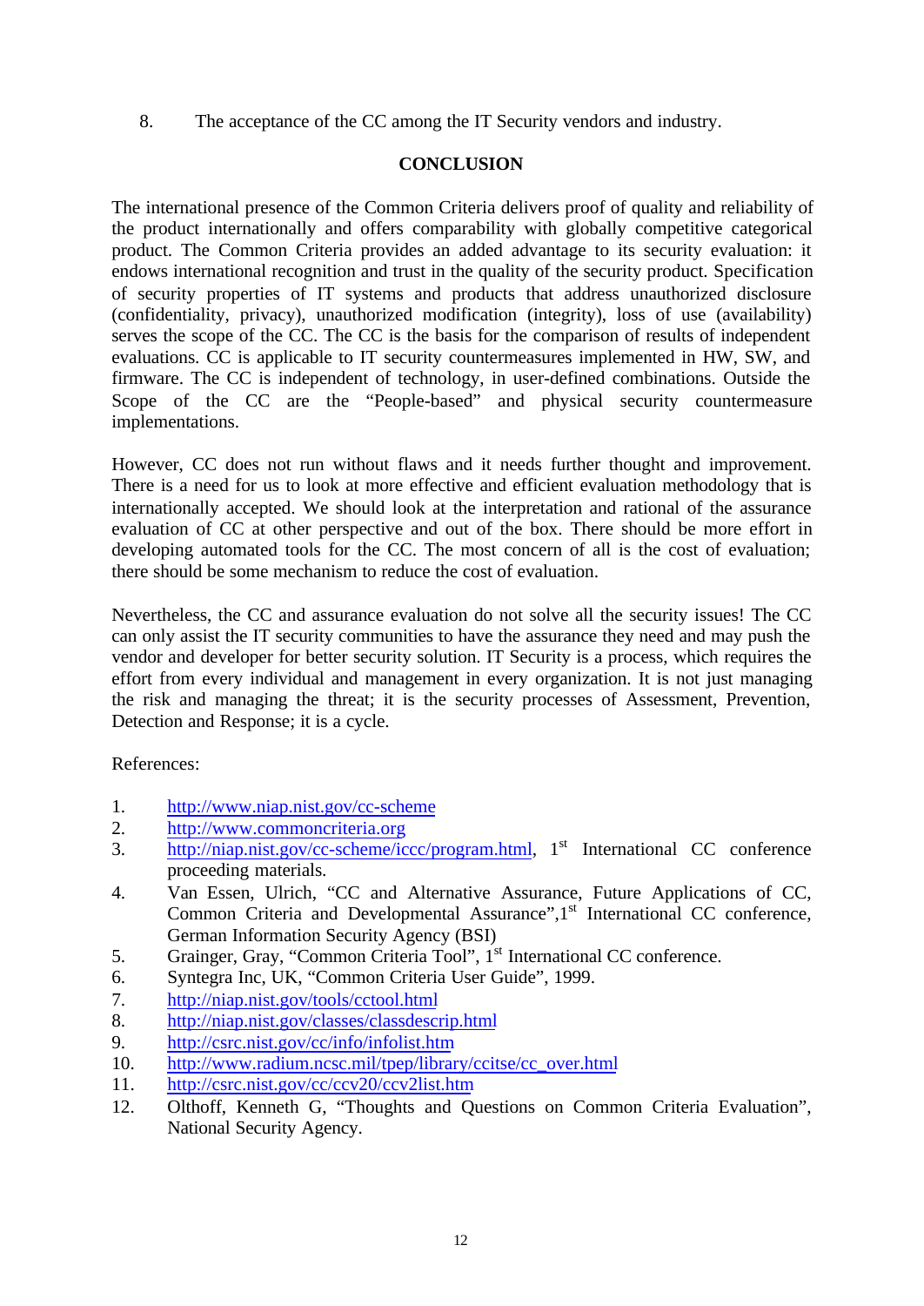8. The acceptance of the CC among the IT Security vendors and industry.

## CONCLUSION

The international presence of the Common Criteria delivers proof of quality and reliability of the product internationally and offers comparability with globally competitive categorical product. The Common Criteria provides an added advantage to its security evaluation: it endows international recognition and trust in the quality of the security product. Specification of security properties of IT systems and products that address unauthorized disclosure (confidentiality, privacy), unauthorized modification (integrity), loss of use (availability) serves the scope of the CC. The CC is the basis for the comparison of results of independent evaluations. CC is applicable to IT security countermeasures implemented in HW, SW, and firmware. The CC is independent of technology, in user-defined combinations. Outside the Scope of the CC are the "People-based" and physical security countermeasure implementations.

However, CC does not run without flaws and it needs further thought and improvement. There is a need for us to look at more effective and efficient evaluation methodology that is internationally accepted. We should look at the interpretation and rational of the assurance evaluation of CC at other perspective and out of the box. There should be more effort in developing automated tools for the CC. The most concern of all is the cost of evaluation; there should be some mechanism to reduce the cost of evaluation.

Nevertheless, the CC and assurance evaluation do not solve all the security issues! The CC can only assist the IT security communities to have the assurance they need and may push the vendor and developer for better security solution. IT Security is a process, which requires the effort from every individual and management in every organization. It is not just managing the risk and managing the threat; it is the security processes of Assessment, Prevention, Detection and Response; it is a cycle.

References:

1. http://www.niap.nist.gov/cc-scheme
2. http://www.commoncriteria.org
3. http://niap.nist.gov/cc-scheme/iccc/program.html, 1st International CC conference proceeding materials.
4. Van Essen, Ulrich, "CC and Alternative Assurance, Future Applications of CC, Common Criteria and Developmental Assurance", 1st International CC conference, German Information Security Agency (BSI)
5. Grainger, Gray, "Common Criteria Tool", 1st International CC conference.
6. Syntegra Inc, UK, "Common Criteria User Guide", 1999.
7. http://niap.nist.gov/tools/cctool.html
8. http://niap.nist.gov/classes/classdescrip.html
9. http://csrc.nist.gov/cc/info/infolist.htm
10. http://www.radium.ncsc.mil/tpep/library/ccitse/cc_over.html
11. http://csrc.nist.gov/cc/ccv20/ccv2list.htm
12. Olthoff, Kenneth G, "Thoughts and Questions on Common Criteria Evaluation", National Security Agency.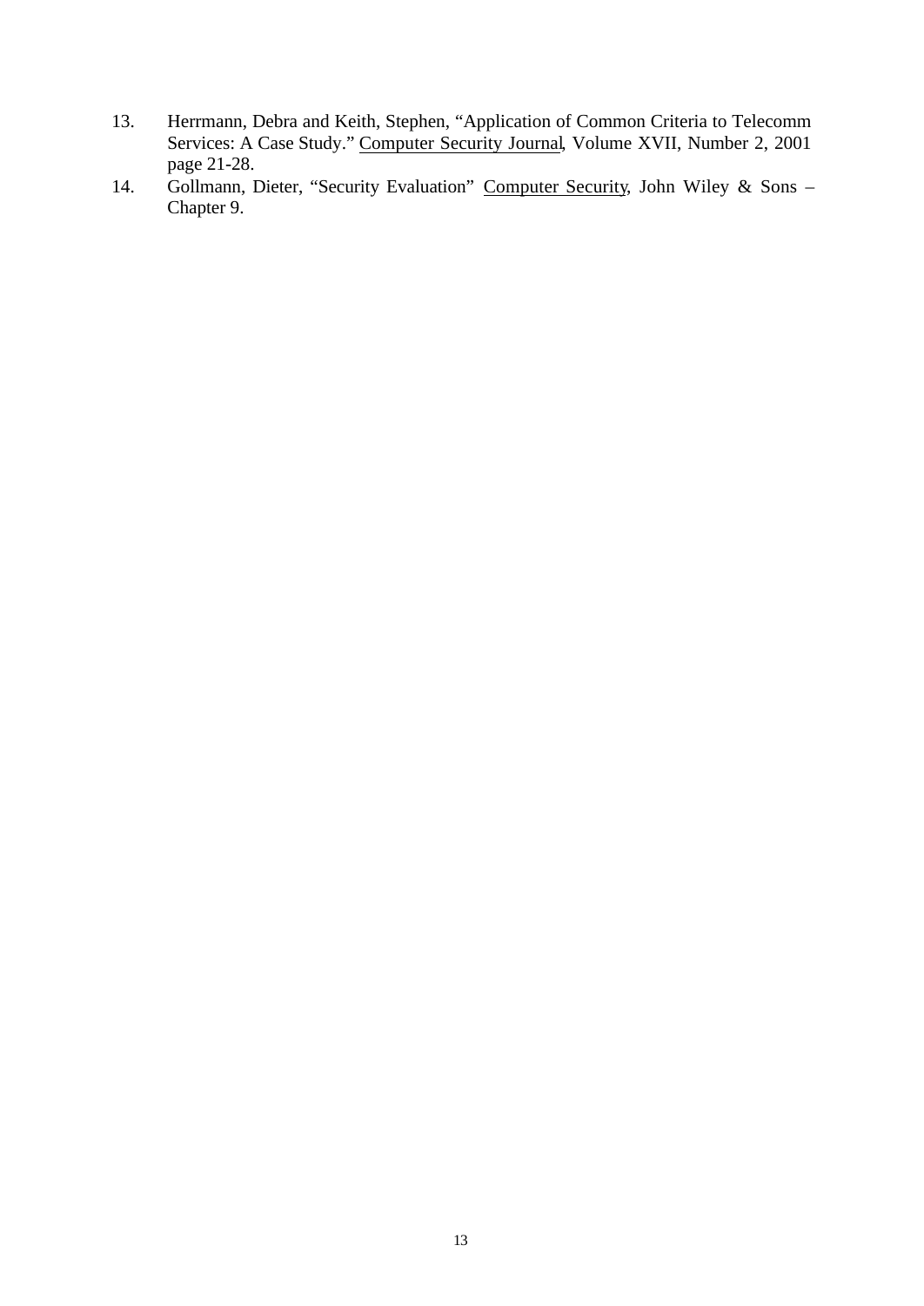13. Herrmann, Debra and Keith, Stephen, "Application of Common Criteria to Telecomm Services: A Case Study." Computer Security Journal, Volume XVII, Number 2, 2001 page 21-28.
14. Gollmann, Dieter, "Security Evaluation" Computer Security, John Wiley & Sons – Chapter 9.